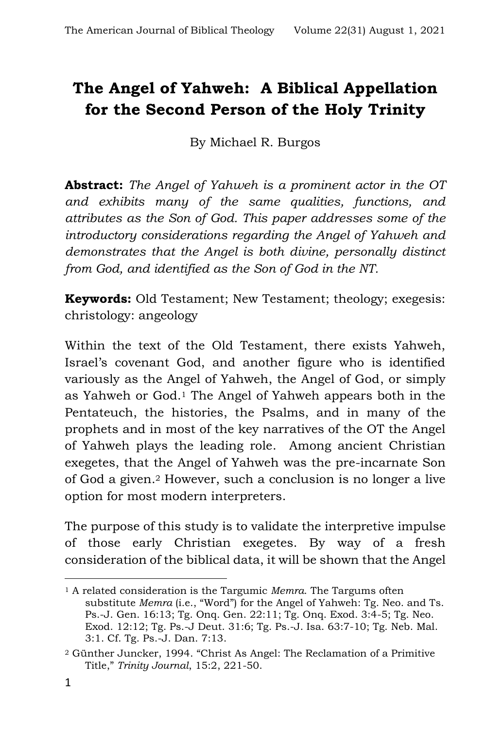# The Angel of Yahweh: A Biblical Appellation for the Second Person of the Holy Trinity

By Michael R. Burgos

**Abstract:** *The Angel of Yahweh is a prominent actor in the OT and exhibits many of the same qualities, functions, and attributes as the Son of God. This paper addresses some of the introductory considerations regarding the Angel of Yahweh and demonstrates that the Angel is both divine, personally distinct from God, and identified as the Son of God in the NT.*

**Keywords:** Old Testament; New Testament; theology; exegesis: christology: angeology

Within the text of the Old Testament, there exists Yahweh, Israel's covenant God, and another figure who is identified variously as the Angel of Yahweh, the Angel of God, or simply as Yahweh or God.[1] The Angel of Yahweh appears both in the Pentateuch, the histories, the Psalms, and in many of the prophets and in most of the key narratives of the OT the Angel of Yahweh plays the leading role. Among ancient Christian exegetes, that the Angel of Yahweh was the pre-incarnate Son of God a given.[2] However, such a conclusion is no longer a live option for most modern interpreters.

The purpose of this study is to validate the interpretive impulse of those early Christian exegetes. By way of a fresh consideration of the biblical data, it will be shown that the Angel

---

[1] A related consideration is the Targumic *Memra*. The Targums often substitute *Memra* (i.e., "Word") for the Angel of Yahweh: Tg. Neo. and Ts. Ps.-J. Gen. 16:13; Tg. Onq. Gen. 22:11; Tg. Onq. Exod. 3:4-5; Tg. Neo. Exod. 12:12; Tg. Ps.-J Deut. 31:6; Tg. Ps.-J. Isa. 63:7-10; Tg. Neb. Mal. 3:1. Cf. Tg. Ps.-J. Dan. 7:13.

[2] Günther Juncker, 1994. "Christ As Angel: The Reclamation of a Primitive Title," *Trinity Journal*, 15:2, 221-50.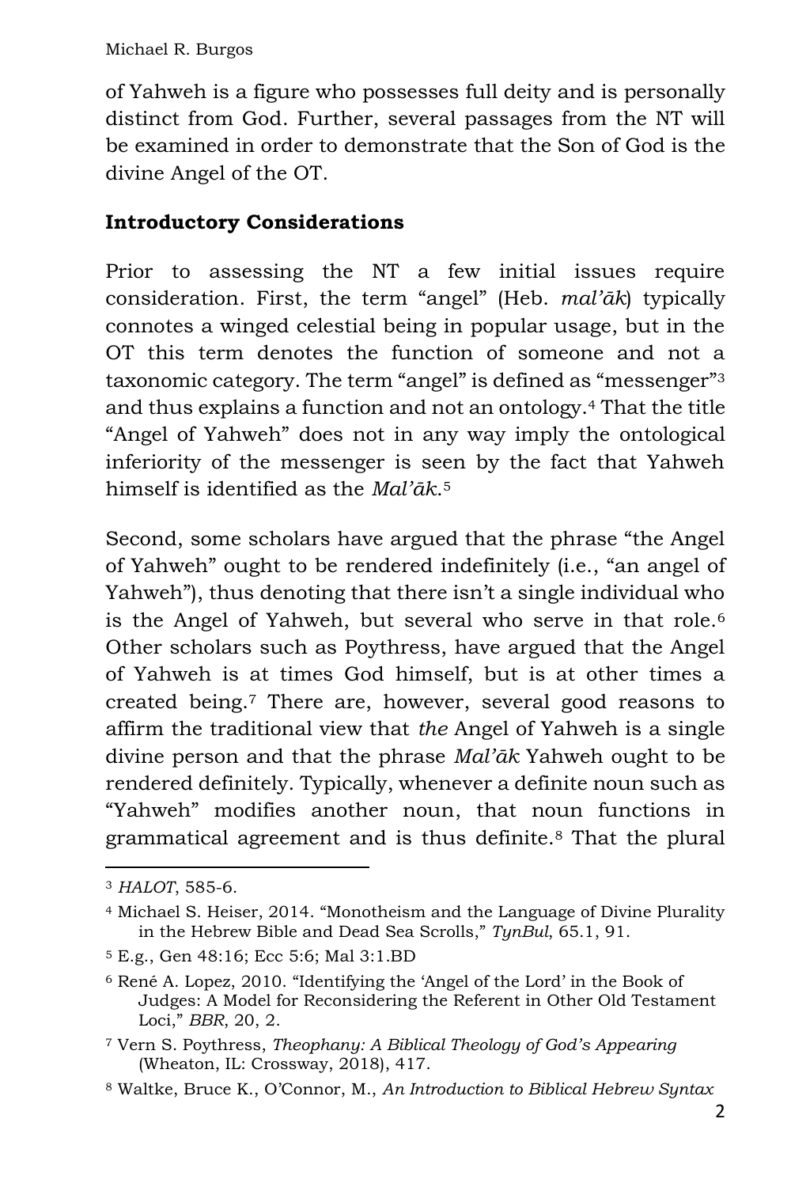of Yahweh is a figure who possesses full deity and is personally distinct from God. Further, several passages from the NT will be examined in order to demonstrate that the Son of God is the divine Angel of the OT.

## Introductory Considerations

Prior to assessing the NT a few initial issues require consideration. First, the term "angel" (Heb. *mal'āk*) typically connotes a winged celestial being in popular usage, but in the OT this term denotes the function of someone and not a taxonomic category. The term "angel" is defined as "messenger"[3] and thus explains a function and not an ontology.[4] That the title "Angel of Yahweh" does not in any way imply the ontological inferiority of the messenger is seen by the fact that Yahweh himself is identified as the *Mal'āk*.[5]

Second, some scholars have argued that the phrase "the Angel of Yahweh" ought to be rendered indefinitely (i.e., "an angel of Yahweh"), thus denoting that there isn't a single individual who is the Angel of Yahweh, but several who serve in that role.[6] Other scholars such as Poythress, have argued that the Angel of Yahweh is at times God himself, but is at other times a created being.[7] There are, however, several good reasons to affirm the traditional view that *the* Angel of Yahweh is a single divine person and that the phrase *Mal'āk* Yahweh ought to be rendered definitely. Typically, whenever a definite noun such as "Yahweh" modifies another noun, that noun functions in grammatical agreement and is thus definite.[8] That the plural

---

[3] *HALOT*, 585-6.

[4] Michael S. Heiser, 2014. "Monotheism and the Language of Divine Plurality in the Hebrew Bible and Dead Sea Scrolls," *TynBul*, 65.1, 91.

[5] E.g., Gen 48:16; Ecc 5:6; Mal 3:1.BD

[6] René A. Lopez, 2010. "Identifying the 'Angel of the Lord' in the Book of Judges: A Model for Reconsidering the Referent in Other Old Testament Loci," *BBR*, 20, 2.

[7] Vern S. Poythress, *Theophany: A Biblical Theology of God's Appearing* (Wheaton, IL: Crossway, 2018), 417.

[8] Waltke, Bruce K., O'Connor, M., *An Introduction to Biblical Hebrew Syntax*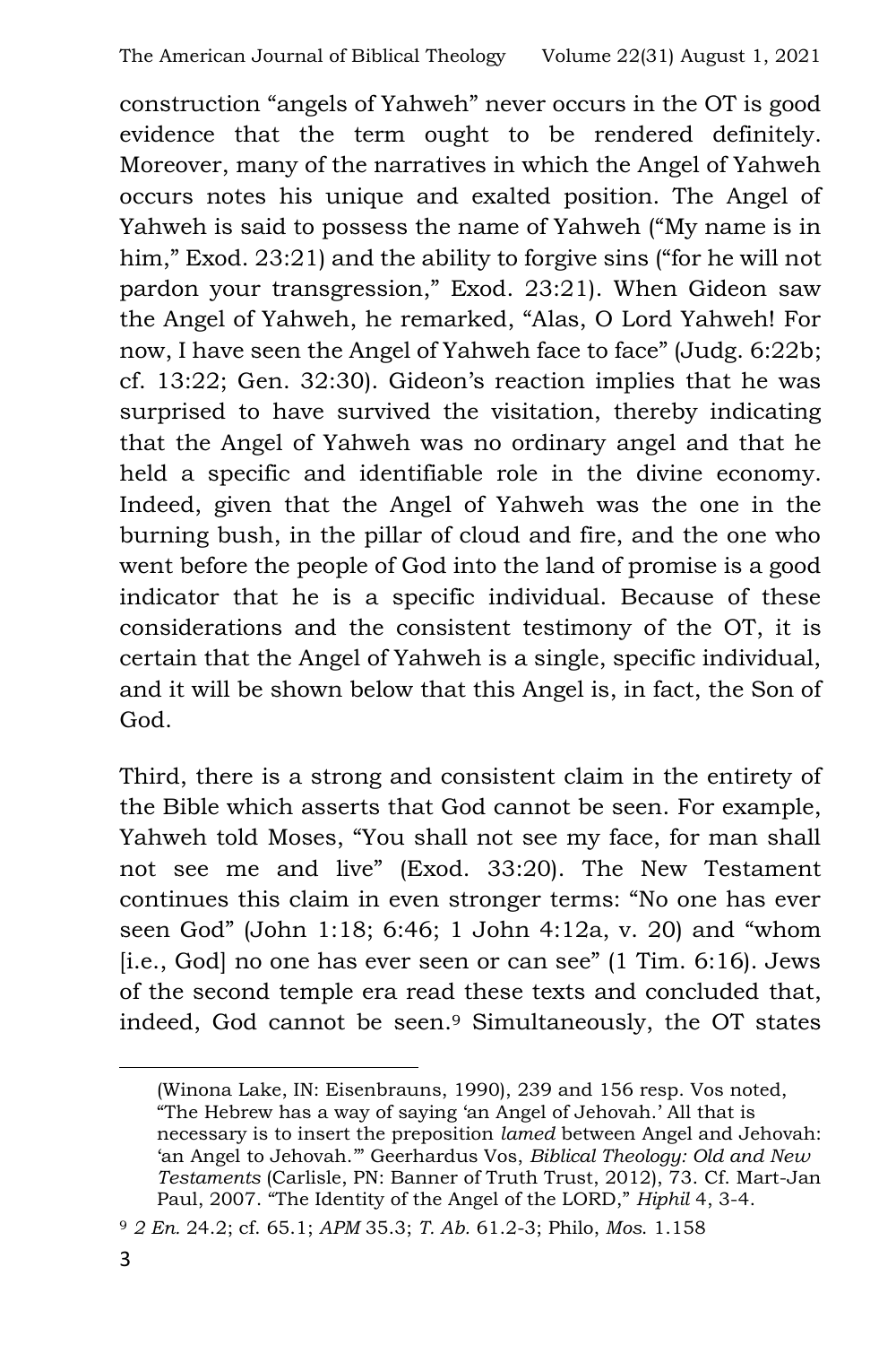construction "angels of Yahweh" never occurs in the OT is good evidence that the term ought to be rendered definitely. Moreover, many of the narratives in which the Angel of Yahweh occurs notes his unique and exalted position. The Angel of Yahweh is said to possess the name of Yahweh ("My name is in him," Exod. 23:21) and the ability to forgive sins ("for he will not pardon your transgression," Exod. 23:21). When Gideon saw the Angel of Yahweh, he remarked, "Alas, O Lord Yahweh! For now, I have seen the Angel of Yahweh face to face" (Judg. 6:22b; cf. 13:22; Gen. 32:30). Gideon's reaction implies that he was surprised to have survived the visitation, thereby indicating that the Angel of Yahweh was no ordinary angel and that he held a specific and identifiable role in the divine economy. Indeed, given that the Angel of Yahweh was the one in the burning bush, in the pillar of cloud and fire, and the one who went before the people of God into the land of promise is a good indicator that he is a specific individual. Because of these considerations and the consistent testimony of the OT, it is certain that the Angel of Yahweh is a single, specific individual, and it will be shown below that this Angel is, in fact, the Son of God.

Third, there is a strong and consistent claim in the entirety of the Bible which asserts that God cannot be seen. For example, Yahweh told Moses, "You shall not see my face, for man shall not see me and live" (Exod. 33:20). The New Testament continues this claim in even stronger terms: "No one has ever seen God" (John 1:18; 6:46; 1 John 4:12a, v. 20) and "whom [i.e., God] no one has ever seen or can see" (1 Tim. 6:16). Jews of the second temple era read these texts and concluded that, indeed, God cannot be seen.[9] Simultaneously, the OT states

(Winona Lake, IN: Eisenbrauns, 1990), 239 and 156 resp. Vos noted, "The Hebrew has a way of saying 'an Angel of Jehovah.' All that is necessary is to insert the preposition *lamed* between Angel and Jehovah: 'an Angel to Jehovah.'" Geerhardus Vos, *Biblical Theology: Old and New Testaments* (Carlisle, PN: Banner of Truth Trust, 2012), 73. Cf. Mart-Jan Paul, 2007. "The Identity of the Angel of the LORD," *Hiphil* 4, 3-4.

[9] *2 En.* 24.2; cf. 65.1; *APM* 35.3; *T. Ab.* 61.2-3; Philo, *Mos.* 1.158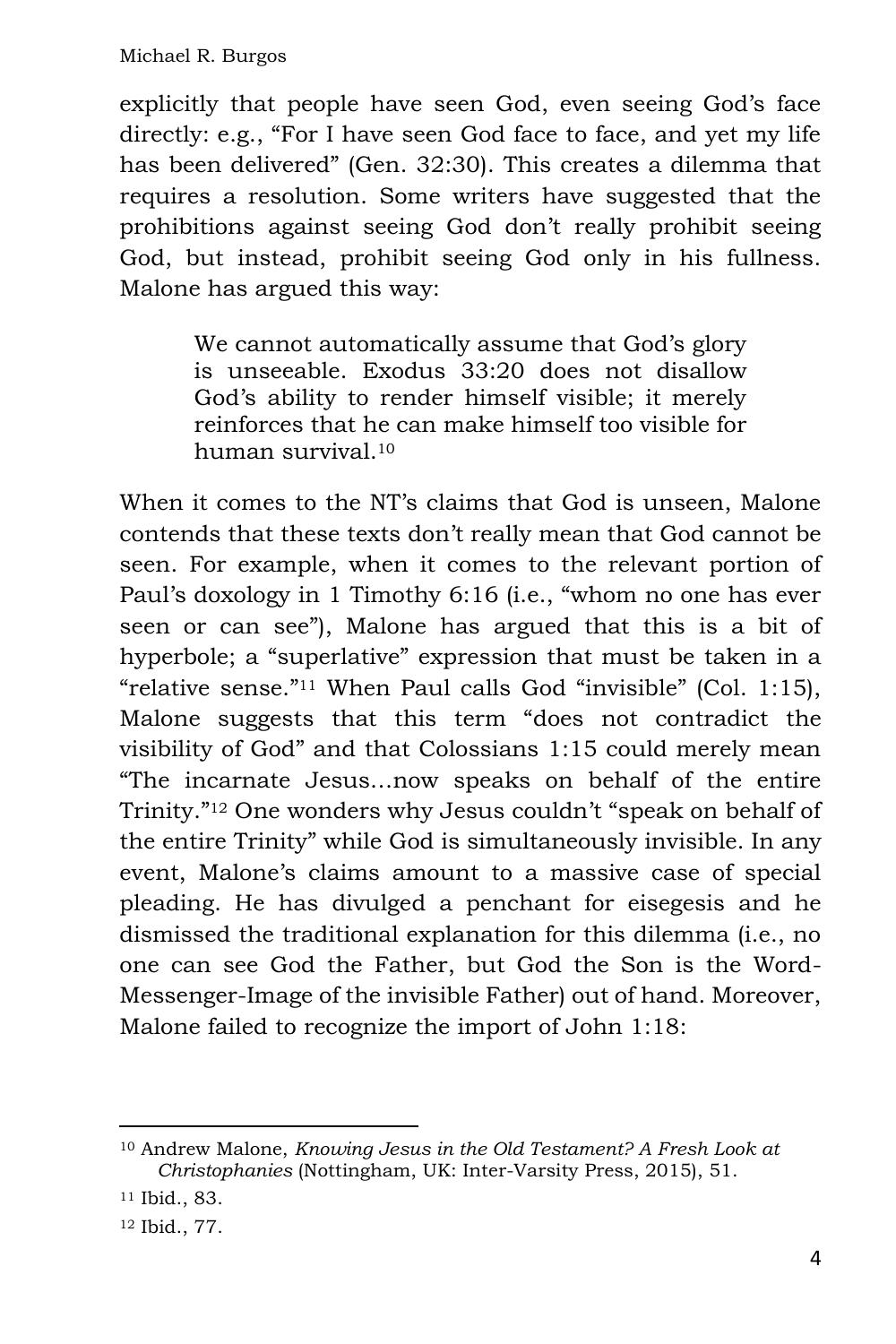explicitly that people have seen God, even seeing God's face directly: e.g., "For I have seen God face to face, and yet my life has been delivered" (Gen. 32:30). This creates a dilemma that requires a resolution. Some writers have suggested that the prohibitions against seeing God don't really prohibit seeing God, but instead, prohibit seeing God only in his fullness. Malone has argued this way:

> We cannot automatically assume that God's glory is unseeable. Exodus 33:20 does not disallow God's ability to render himself visible; it merely reinforces that he can make himself too visible for human survival.[10]

When it comes to the NT's claims that God is unseen, Malone contends that these texts don't really mean that God cannot be seen. For example, when it comes to the relevant portion of Paul's doxology in 1 Timothy 6:16 (i.e., "whom no one has ever seen or can see"), Malone has argued that this is a bit of hyperbole; a "superlative" expression that must be taken in a "relative sense."[11] When Paul calls God "invisible" (Col. 1:15), Malone suggests that this term "does not contradict the visibility of God" and that Colossians 1:15 could merely mean "The incarnate Jesus…now speaks on behalf of the entire Trinity."[12] One wonders why Jesus couldn't "speak on behalf of the entire Trinity" while God is simultaneously invisible. In any event, Malone's claims amount to a massive case of special pleading. He has divulged a penchant for eisegesis and he dismissed the traditional explanation for this dilemma (i.e., no one can see God the Father, but God the Son is the Word-Messenger-Image of the invisible Father) out of hand. Moreover, Malone failed to recognize the import of John 1:18:

---

[10] Andrew Malone, *Knowing Jesus in the Old Testament? A Fresh Look at Christophanies* (Nottingham, UK: Inter-Varsity Press, 2015), 51.

[11] Ibid., 83.

[12] Ibid., 77.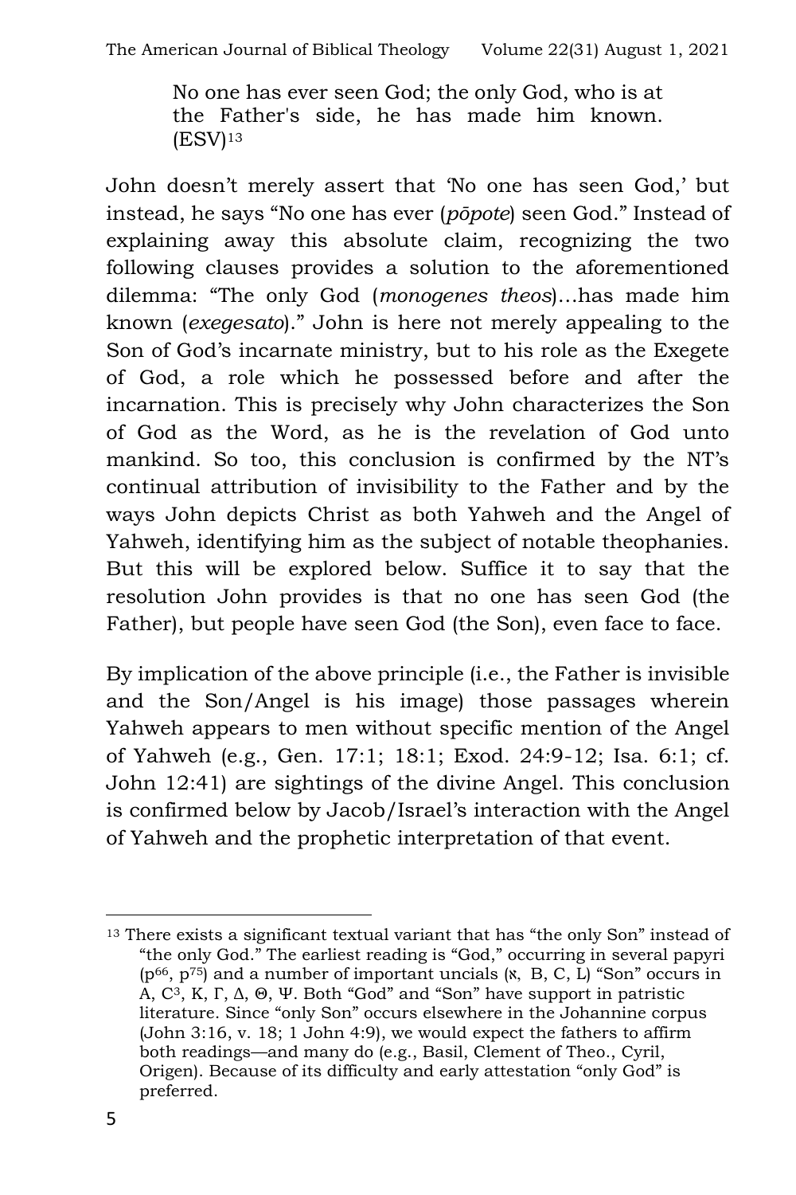> No one has ever seen God; the only God, who is at the Father's side, he has made him known. (ESV)[13]

John doesn't merely assert that 'No one has seen God,' but instead, he says "No one has ever (*pōpote*) seen God." Instead of explaining away this absolute claim, recognizing the two following clauses provides a solution to the aforementioned dilemma: "The only God (*monogenes theos*)…has made him known (*exegesato*)." John is here not merely appealing to the Son of God's incarnate ministry, but to his role as the Exegete of God, a role which he possessed before and after the incarnation. This is precisely why John characterizes the Son of God as the Word, as he is the revelation of God unto mankind. So too, this conclusion is confirmed by the NT's continual attribution of invisibility to the Father and by the ways John depicts Christ as both Yahweh and the Angel of Yahweh, identifying him as the subject of notable theophanies. But this will be explored below. Suffice it to say that the resolution John provides is that no one has seen God (the Father), but people have seen God (the Son), even face to face.

By implication of the above principle (i.e., the Father is invisible and the Son/Angel is his image) those passages wherein Yahweh appears to men without specific mention of the Angel of Yahweh (e.g., Gen. 17:1; 18:1; Exod. 24:9-12; Isa. 6:1; cf. John 12:41) are sightings of the divine Angel. This conclusion is confirmed below by Jacob/Israel's interaction with the Angel of Yahweh and the prophetic interpretation of that event.

---

[13] There exists a significant textual variant that has "the only Son" instead of "the only God." The earliest reading is "God," occurring in several papyri ($p^{66}$, $p^{75}$) and a number of important uncials (א, B, C, L) "Son" occurs in A, $C^3$, K, Γ, Δ, Θ, Ψ. Both "God" and "Son" have support in patristic literature. Since "only Son" occurs elsewhere in the Johannine corpus (John 3:16, v. 18; 1 John 4:9), we would expect the fathers to affirm both readings—and many do (e.g., Basil, Clement of Theo., Cyril, Origen). Because of its difficulty and early attestation "only God" is preferred.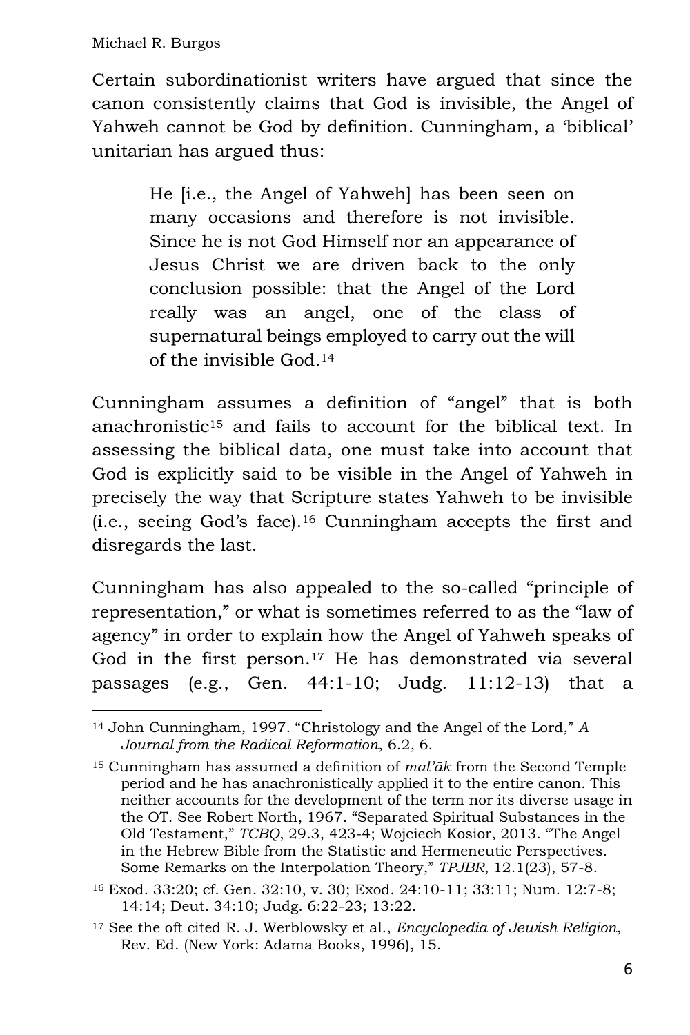Certain subordinationist writers have argued that since the canon consistently claims that God is invisible, the Angel of Yahweh cannot be God by definition. Cunningham, a 'biblical' unitarian has argued thus:

> He [i.e., the Angel of Yahweh] has been seen on many occasions and therefore is not invisible. Since he is not God Himself nor an appearance of Jesus Christ we are driven back to the only conclusion possible: that the Angel of the Lord really was an angel, one of the class of supernatural beings employed to carry out the will of the invisible God.[14]

Cunningham assumes a definition of "angel" that is both anachronistic[15] and fails to account for the biblical text. In assessing the biblical data, one must take into account that God is explicitly said to be visible in the Angel of Yahweh in precisely the way that Scripture states Yahweh to be invisible (i.e., seeing God's face).[16] Cunningham accepts the first and disregards the last.

Cunningham has also appealed to the so-called "principle of representation," or what is sometimes referred to as the "law of agency" in order to explain how the Angel of Yahweh speaks of God in the first person.[17] He has demonstrated via several passages (e.g., Gen. 44:1-10; Judg. 11:12-13) that a

---

[14] John Cunningham, 1997. "Christology and the Angel of the Lord," *A Journal from the Radical Reformation*, 6.2, 6.

[15] Cunningham has assumed a definition of *mal'āk* from the Second Temple period and he has anachronistically applied it to the entire canon. This neither accounts for the development of the term nor its diverse usage in the OT. See Robert North, 1967. "Separated Spiritual Substances in the Old Testament," *TCBQ*, 29.3, 423-4; Wojciech Kosior, 2013. "The Angel in the Hebrew Bible from the Statistic and Hermeneutic Perspectives. Some Remarks on the Interpolation Theory," *TPJBR*, 12.1(23), 57-8.

[16] Exod. 33:20; cf. Gen. 32:10, v. 30; Exod. 24:10-11; 33:11; Num. 12:7-8; 14:14; Deut. 34:10; Judg. 6:22-23; 13:22.

[17] See the oft cited R. J. Werblowsky et al., *Encyclopedia of Jewish Religion*, Rev. Ed. (New York: Adama Books, 1996), 15.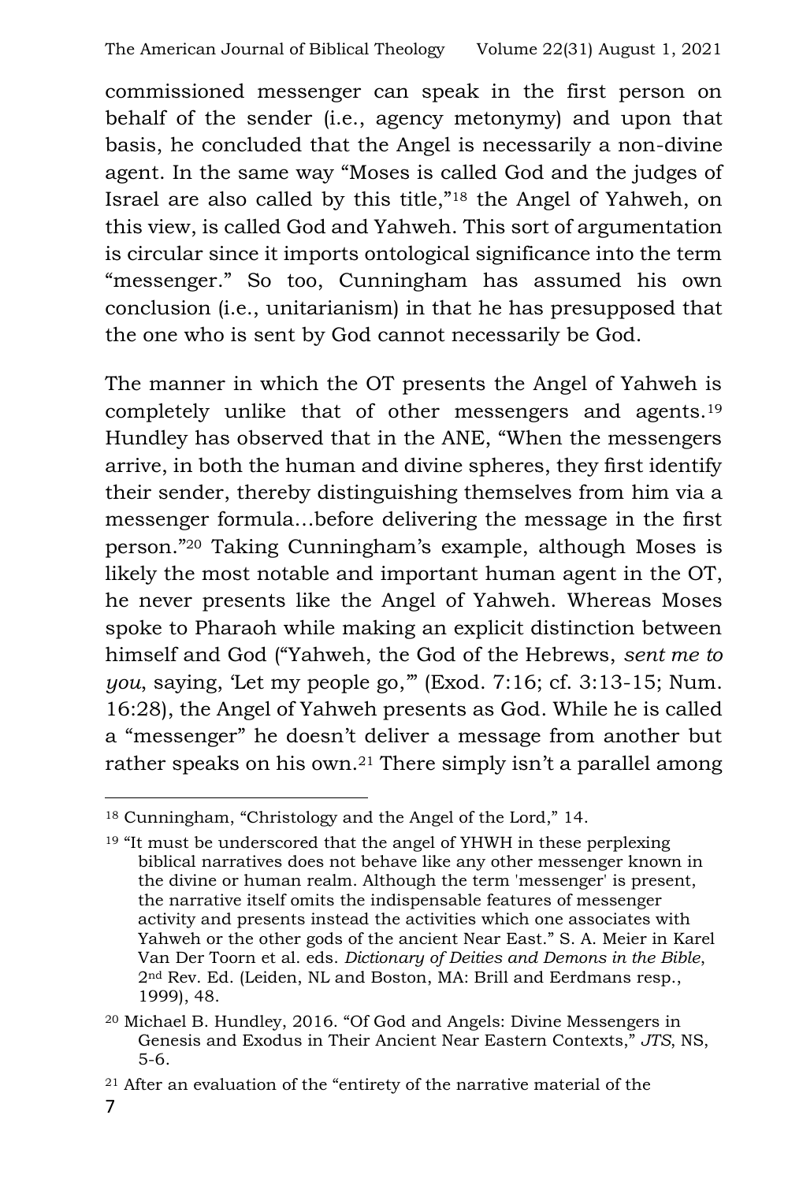commissioned messenger can speak in the first person on behalf of the sender (i.e., agency metonymy) and upon that basis, he concluded that the Angel is necessarily a non-divine agent. In the same way "Moses is called God and the judges of Israel are also called by this title,"[18] the Angel of Yahweh, on this view, is called God and Yahweh. This sort of argumentation is circular since it imports ontological significance into the term "messenger." So too, Cunningham has assumed his own conclusion (i.e., unitarianism) in that he has presupposed that the one who is sent by God cannot necessarily be God.

The manner in which the OT presents the Angel of Yahweh is completely unlike that of other messengers and agents.[19] Hundley has observed that in the ANE, "When the messengers arrive, in both the human and divine spheres, they first identify their sender, thereby distinguishing themselves from him via a messenger formula…before delivering the message in the first person."[20] Taking Cunningham's example, although Moses is likely the most notable and important human agent in the OT, he never presents like the Angel of Yahweh. Whereas Moses spoke to Pharaoh while making an explicit distinction between himself and God ("Yahweh, the God of the Hebrews, *sent me to you*, saying, 'Let my people go,'" (Exod. 7:16; cf. 3:13-15; Num. 16:28), the Angel of Yahweh presents as God. While he is called a "messenger" he doesn't deliver a message from another but rather speaks on his own.[21] There simply isn't a parallel among

---

[18] Cunningham, "Christology and the Angel of the Lord," 14.

[19] "It must be underscored that the angel of YHWH in these perplexing biblical narratives does not behave like any other messenger known in the divine or human realm. Although the term 'messenger' is present, the narrative itself omits the indispensable features of messenger activity and presents instead the activities which one associates with Yahweh or the other gods of the ancient Near East." S. A. Meier in Karel Van Der Toorn et al. eds. *Dictionary of Deities and Demons in the Bible*, 2nd Rev. Ed. (Leiden, NL and Boston, MA: Brill and Eerdmans resp., 1999), 48.

[20] Michael B. Hundley, 2016. "Of God and Angels: Divine Messengers in Genesis and Exodus in Their Ancient Near Eastern Contexts," *JTS*, NS, 5-6.

[21] After an evaluation of the "entirety of the narrative material of the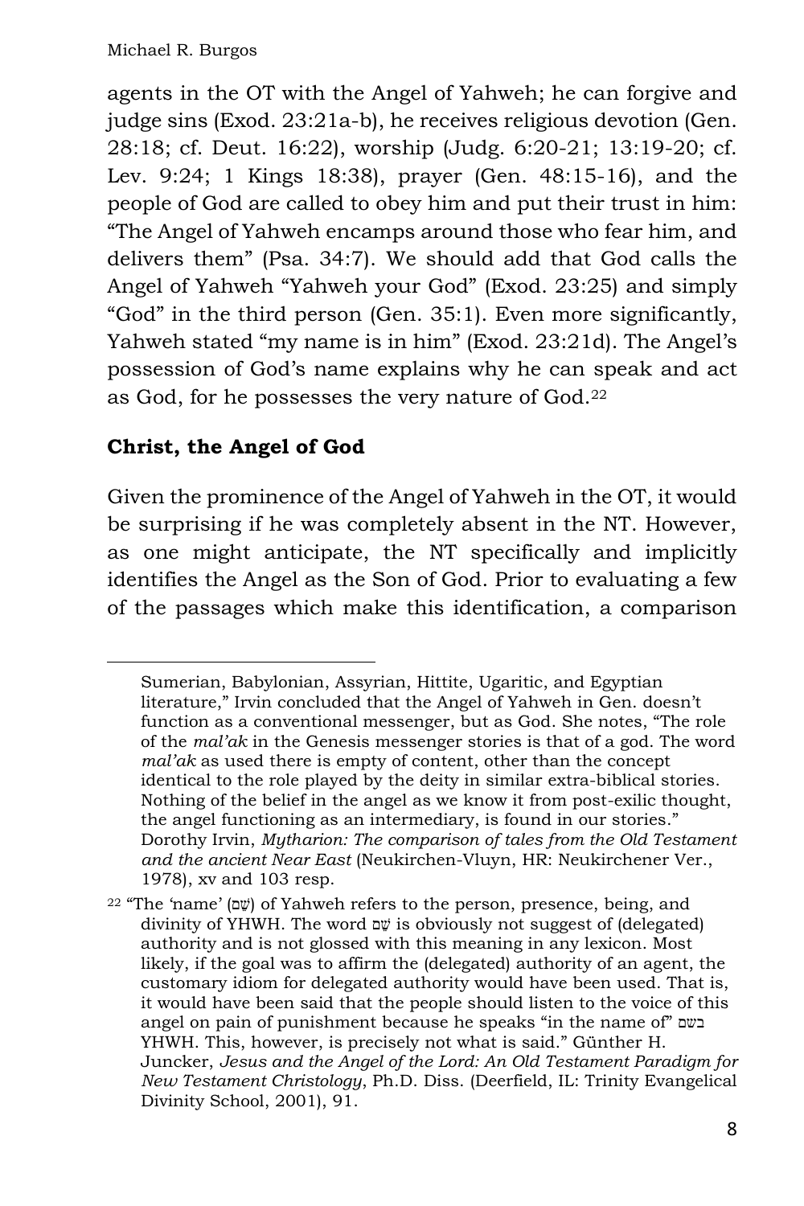agents in the OT with the Angel of Yahweh; he can forgive and judge sins (Exod. 23:21a-b), he receives religious devotion (Gen. 28:18; cf. Deut. 16:22), worship (Judg. 6:20-21; 13:19-20; cf. Lev. 9:24; 1 Kings 18:38), prayer (Gen. 48:15-16), and the people of God are called to obey him and put their trust in him: "The Angel of Yahweh encamps around those who fear him, and delivers them" (Psa. 34:7). We should add that God calls the Angel of Yahweh "Yahweh your God" (Exod. 23:25) and simply "God" in the third person (Gen. 35:1). Even more significantly, Yahweh stated "my name is in him" (Exod. 23:21d). The Angel's possession of God's name explains why he can speak and act as God, for he possesses the very nature of God.[22]

## Christ, the Angel of God

Given the prominence of the Angel of Yahweh in the OT, it would be surprising if he was completely absent in the NT. However, as one might anticipate, the NT specifically and implicitly identifies the Angel as the Son of God. Prior to evaluating a few of the passages which make this identification, a comparison

---

Sumerian, Babylonian, Assyrian, Hittite, Ugaritic, and Egyptian literature," Irvin concluded that the Angel of Yahweh in Gen. doesn't function as a conventional messenger, but as God. She notes, "The role of the *mal'ak* in the Genesis messenger stories is that of a god. The word *mal'ak* as used there is empty of content, other than the concept identical to the role played by the deity in similar extra-biblical stories. Nothing of the belief in the angel as we know it from post-exilic thought, the angel functioning as an intermediary, is found in our stories." Dorothy Irvin, *Mytharion: The comparison of tales from the Old Testament and the ancient Near East* (Neukirchen-Vluyn, HR: Neukirchener Ver., 1978), xv and 103 resp.

[22] "The 'name' (שֵׁם) of Yahweh refers to the person, presence, being, and divinity of YHWH. The word שֵׁם is obviously not suggest of (delegated) authority and is not glossed with this meaning in any lexicon. Most likely, if the goal was to affirm the (delegated) authority of an agent, the customary idiom for delegated authority would have been used. That is, it would have been said that the people should listen to the voice of this angel on pain of punishment because he speaks "in the name of" בשם YHWH. This, however, is precisely not what is said." Günther H. Juncker, *Jesus and the Angel of the Lord: An Old Testament Paradigm for New Testament Christology*, Ph.D. Diss. (Deerfield, IL: Trinity Evangelical Divinity School, 2001), 91.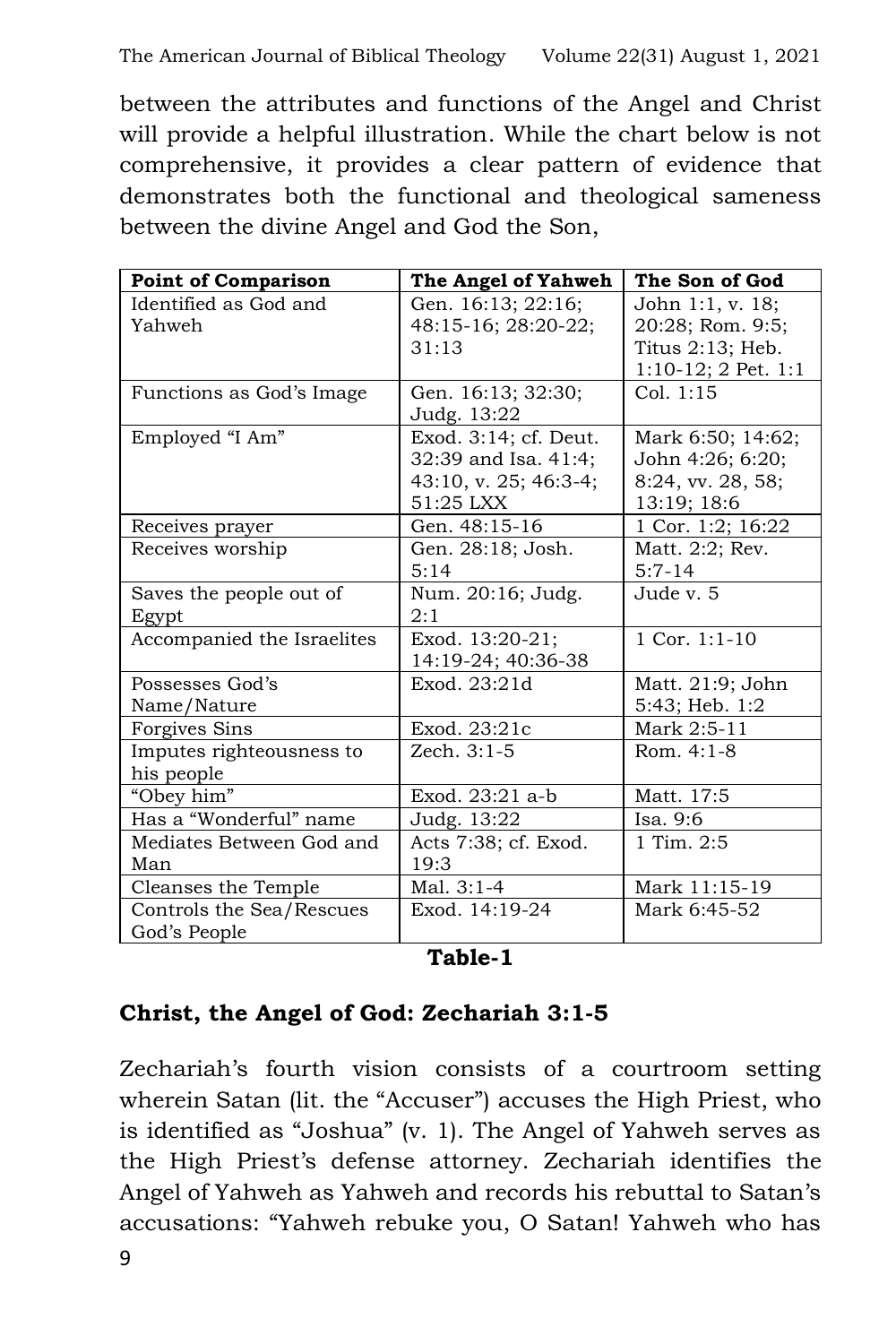between the attributes and functions of the Angel and Christ will provide a helpful illustration. While the chart below is not comprehensive, it provides a clear pattern of evidence that demonstrates both the functional and theological sameness between the divine Angel and God the Son,

| **Point of Comparison** | **The Angel of Yahweh** | **The Son of God** |
|---|---|---|
| Identified as God and Yahweh | Gen. 16:13; 22:16; 48:15-16; 28:20-22; 31:13 | John 1:1, v. 18; 20:28; Rom. 9:5; Titus 2:13; Heb. 1:10-12; 2 Pet. 1:1 |
| Functions as God's Image | Gen. 16:13; 32:30; Judg. 13:22 | Col. 1:15 |
| Employed "I Am" | Exod. 3:14; cf. Deut. 32:39 and Isa. 41:4; 43:10, v. 25; 46:3-4; 51:25 LXX | Mark 6:50; 14:62; John 4:26; 6:20; 8:24, vv. 28, 58; 13:19; 18:6 |
| Receives prayer | Gen. 48:15-16 | 1 Cor. 1:2; 16:22 |
| Receives worship | Gen. 28:18; Josh. 5:14 | Matt. 2:2; Rev. 5:7-14 |
| Saves the people out of Egypt | Num. 20:16; Judg. 2:1 | Jude v. 5 |
| Accompanied the Israelites | Exod. 13:20-21; 14:19-24; 40:36-38 | 1 Cor. 1:1-10 |
| Possesses God's Name/Nature | Exod. 23:21d | Matt. 21:9; John 5:43; Heb. 1:2 |
| Forgives Sins | Exod. 23:21c | Mark 2:5-11 |
| Imputes righteousness to his people | Zech. 3:1-5 | Rom. 4:1-8 |
| "Obey him" | Exod. 23:21 a-b | Matt. 17:5 |
| Has a "Wonderful" name | Judg. 13:22 | Isa. 9:6 |
| Mediates Between God and Man | Acts 7:38; cf. Exod. 19:3 | 1 Tim. 2:5 |
| Cleanses the Temple | Mal. 3:1-4 | Mark 11:15-19 |
| Controls the Sea/Rescues God's People | Exod. 14:19-24 | Mark 6:45-52 |

**Table-1**

### Christ, the Angel of God: Zechariah 3:1-5

Zechariah's fourth vision consists of a courtroom setting wherein Satan (lit. the "Accuser") accuses the High Priest, who is identified as "Joshua" (v. 1). The Angel of Yahweh serves as the High Priest's defense attorney. Zechariah identifies the Angel of Yahweh as Yahweh and records his rebuttal to Satan's accusations: "Yahweh rebuke you, O Satan! Yahweh who has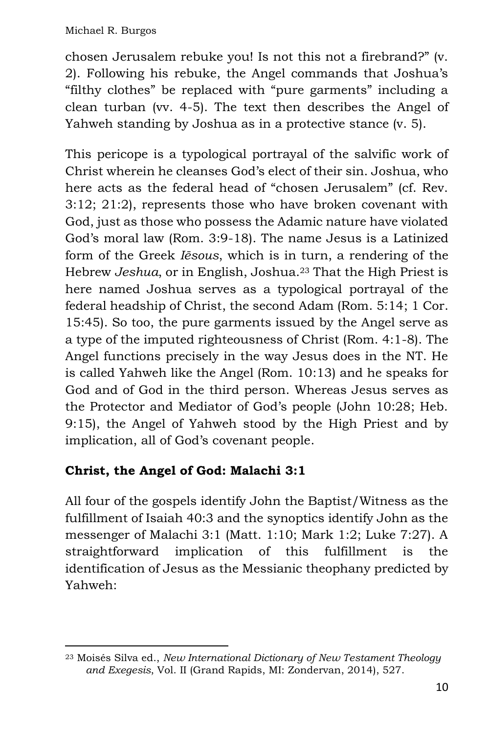chosen Jerusalem rebuke you! Is not this not a firebrand?" (v. 2). Following his rebuke, the Angel commands that Joshua's "filthy clothes" be replaced with "pure garments" including a clean turban (vv. 4-5). The text then describes the Angel of Yahweh standing by Joshua as in a protective stance (v. 5).

This pericope is a typological portrayal of the salvific work of Christ wherein he cleanses God's elect of their sin. Joshua, who here acts as the federal head of "chosen Jerusalem" (cf. Rev. 3:12; 21:2), represents those who have broken covenant with God, just as those who possess the Adamic nature have violated God's moral law (Rom. 3:9-18). The name Jesus is a Latinized form of the Greek *Iēsous*, which is in turn, a rendering of the Hebrew *Jeshua*, or in English, Joshua.[23] That the High Priest is here named Joshua serves as a typological portrayal of the federal headship of Christ, the second Adam (Rom. 5:14; 1 Cor. 15:45). So too, the pure garments issued by the Angel serve as a type of the imputed righteousness of Christ (Rom. 4:1-8). The Angel functions precisely in the way Jesus does in the NT. He is called Yahweh like the Angel (Rom. 10:13) and he speaks for God and of God in the third person. Whereas Jesus serves as the Protector and Mediator of God's people (John 10:28; Heb. 9:15), the Angel of Yahweh stood by the High Priest and by implication, all of God's covenant people.

### Christ, the Angel of God: Malachi 3:1

All four of the gospels identify John the Baptist/Witness as the fulfillment of Isaiah 40:3 and the synoptics identify John as the messenger of Malachi 3:1 (Matt. 1:10; Mark 1:2; Luke 7:27). A straightforward implication of this fulfillment is the identification of Jesus as the Messianic theophany predicted by Yahweh:

---

[23] Moisés Silva ed., *New International Dictionary of New Testament Theology and Exegesis*, Vol. II (Grand Rapids, MI: Zondervan, 2014), 527.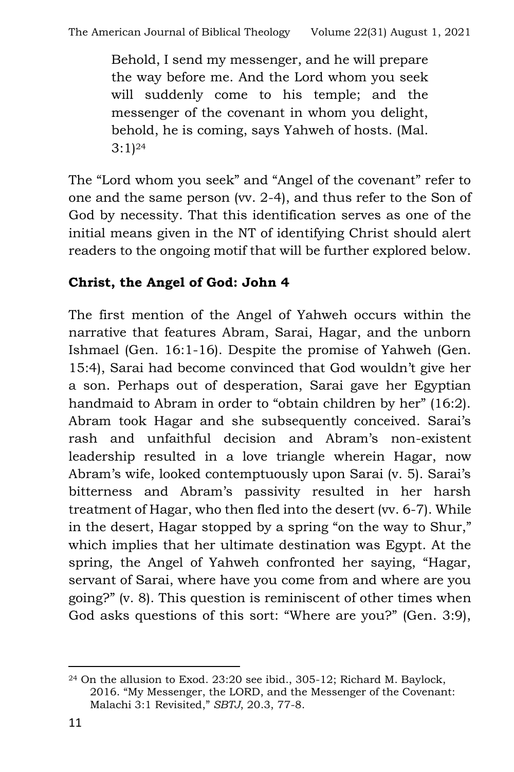> Behold, I send my messenger, and he will prepare the way before me. And the Lord whom you seek will suddenly come to his temple; and the messenger of the covenant in whom you delight, behold, he is coming, says Yahweh of hosts. (Mal. 3:1)[24]

The "Lord whom you seek" and "Angel of the covenant" refer to one and the same person (vv. 2-4), and thus refer to the Son of God by necessity. That this identification serves as one of the initial means given in the NT of identifying Christ should alert readers to the ongoing motif that will be further explored below.

**Christ, the Angel of God: John 4**

The first mention of the Angel of Yahweh occurs within the narrative that features Abram, Sarai, Hagar, and the unborn Ishmael (Gen. 16:1-16). Despite the promise of Yahweh (Gen. 15:4), Sarai had become convinced that God wouldn't give her a son. Perhaps out of desperation, Sarai gave her Egyptian handmaid to Abram in order to "obtain children by her" (16:2). Abram took Hagar and she subsequently conceived. Sarai's rash and unfaithful decision and Abram's non-existent leadership resulted in a love triangle wherein Hagar, now Abram's wife, looked contemptuously upon Sarai (v. 5). Sarai's bitterness and Abram's passivity resulted in her harsh treatment of Hagar, who then fled into the desert (vv. 6-7). While in the desert, Hagar stopped by a spring "on the way to Shur," which implies that her ultimate destination was Egypt. At the spring, the Angel of Yahweh confronted her saying, "Hagar, servant of Sarai, where have you come from and where are you going?" (v. 8). This question is reminiscent of other times when God asks questions of this sort: "Where are you?" (Gen. 3:9),

---

[24] On the allusion to Exod. 23:20 see ibid., 305-12; Richard M. Baylock, 2016. "My Messenger, the LORD, and the Messenger of the Covenant: Malachi 3:1 Revisited," *SBTJ*, 20.3, 77-8.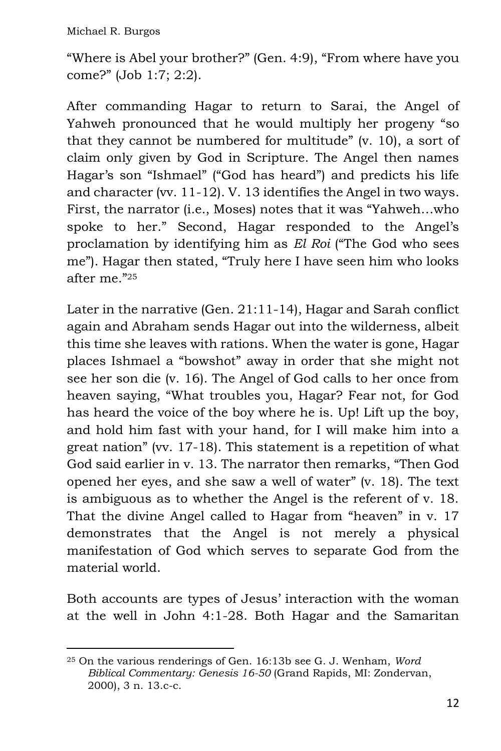"Where is Abel your brother?" (Gen. 4:9), "From where have you come?" (Job 1:7; 2:2).

After commanding Hagar to return to Sarai, the Angel of Yahweh pronounced that he would multiply her progeny "so that they cannot be numbered for multitude" (v. 10), a sort of claim only given by God in Scripture. The Angel then names Hagar's son "Ishmael" ("God has heard") and predicts his life and character (vv. 11-12). V. 13 identifies the Angel in two ways. First, the narrator (i.e., Moses) notes that it was "Yahweh…who spoke to her." Second, Hagar responded to the Angel's proclamation by identifying him as *El Roi* ("The God who sees me"). Hagar then stated, "Truly here I have seen him who looks after me."[25]

Later in the narrative (Gen. 21:11-14), Hagar and Sarah conflict again and Abraham sends Hagar out into the wilderness, albeit this time she leaves with rations. When the water is gone, Hagar places Ishmael a "bowshot" away in order that she might not see her son die (v. 16). The Angel of God calls to her once from heaven saying, "What troubles you, Hagar? Fear not, for God has heard the voice of the boy where he is. Up! Lift up the boy, and hold him fast with your hand, for I will make him into a great nation" (vv. 17-18). This statement is a repetition of what God said earlier in v. 13. The narrator then remarks, "Then God opened her eyes, and she saw a well of water" (v. 18). The text is ambiguous as to whether the Angel is the referent of v. 18. That the divine Angel called to Hagar from "heaven" in v. 17 demonstrates that the Angel is not merely a physical manifestation of God which serves to separate God from the material world.

Both accounts are types of Jesus' interaction with the woman at the well in John 4:1-28. Both Hagar and the Samaritan

---

[25] On the various renderings of Gen. 16:13b see G. J. Wenham, *Word Biblical Commentary: Genesis 16-50* (Grand Rapids, MI: Zondervan, 2000), 3 n. 13.c-c.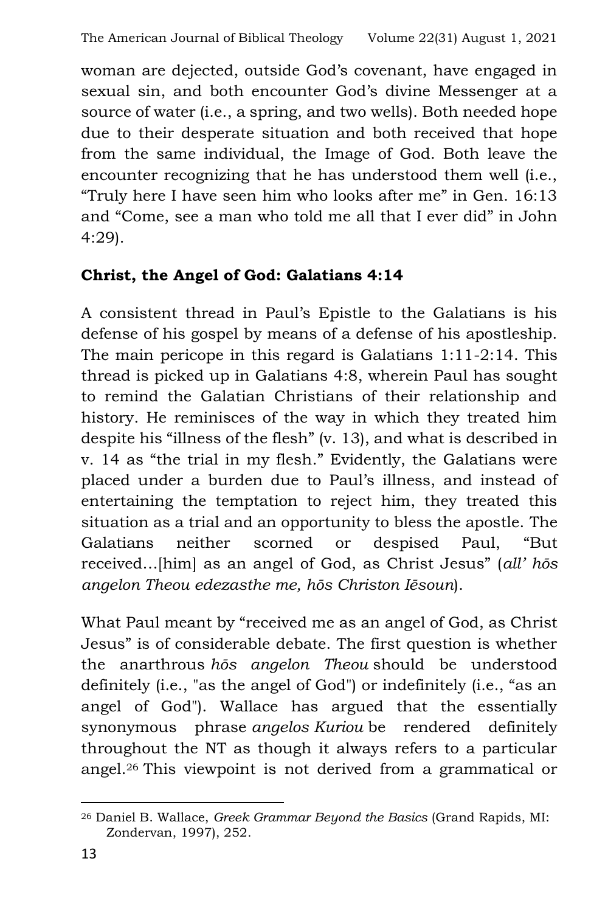woman are dejected, outside God's covenant, have engaged in sexual sin, and both encounter God's divine Messenger at a source of water (i.e., a spring, and two wells). Both needed hope due to their desperate situation and both received that hope from the same individual, the Image of God. Both leave the encounter recognizing that he has understood them well (i.e., "Truly here I have seen him who looks after me" in Gen. 16:13 and "Come, see a man who told me all that I ever did" in John 4:29).

## Christ, the Angel of God: Galatians 4:14

A consistent thread in Paul's Epistle to the Galatians is his defense of his gospel by means of a defense of his apostleship. The main pericope in this regard is Galatians 1:11-2:14. This thread is picked up in Galatians 4:8, wherein Paul has sought to remind the Galatian Christians of their relationship and history. He reminisces of the way in which they treated him despite his "illness of the flesh" (v. 13), and what is described in v. 14 as "the trial in my flesh." Evidently, the Galatians were placed under a burden due to Paul's illness, and instead of entertaining the temptation to reject him, they treated this situation as a trial and an opportunity to bless the apostle. The Galatians neither scorned or despised Paul, "But received…[him] as an angel of God, as Christ Jesus" (*all' hōs angelon Theou edezasthe me, hōs Christon Iēsoun*).

What Paul meant by "received me as an angel of God, as Christ Jesus" is of considerable debate. The first question is whether the anarthrous *hōs angelon Theou* should be understood definitely (i.e., "as the angel of God") or indefinitely (i.e., "as an angel of God"). Wallace has argued that the essentially synonymous phrase *angelos Kuriou* be rendered definitely throughout the NT as though it always refers to a particular angel.[26] This viewpoint is not derived from a grammatical or

---

[26] Daniel B. Wallace, *Greek Grammar Beyond the Basics* (Grand Rapids, MI: Zondervan, 1997), 252.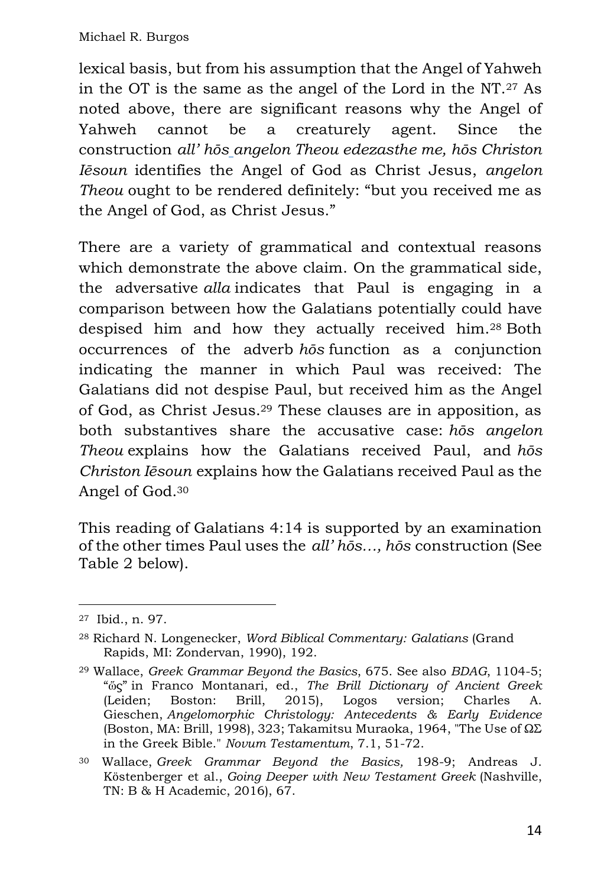lexical basis, but from his assumption that the Angel of Yahweh in the OT is the same as the angel of the Lord in the NT.[27] As noted above, there are significant reasons why the Angel of Yahweh cannot be a creaturely agent. Since the construction *all' hōs angelon Theou edezasthe me, hōs Christon Iēsoun* identifies the Angel of God as Christ Jesus, *angelon Theou* ought to be rendered definitely: "but you received me as the Angel of God, as Christ Jesus."

There are a variety of grammatical and contextual reasons which demonstrate the above claim. On the grammatical side, the adversative *alla* indicates that Paul is engaging in a comparison between how the Galatians potentially could have despised him and how they actually received him.[28] Both occurrences of the adverb *hōs* function as a conjunction indicating the manner in which Paul was received: The Galatians did not despise Paul, but received him as the Angel of God, as Christ Jesus.[29] These clauses are in apposition, as both substantives share the accusative case: *hōs angelon Theou* explains how the Galatians received Paul, and *hōs Christon Iēsoun* explains how the Galatians received Paul as the Angel of God.[30]

This reading of Galatians 4:14 is supported by an examination of the other times Paul uses the *all' hōs…, hōs* construction (See Table 2 below).

---

[27] Ibid., n. 97.

[28] Richard N. Longenecker, *Word Biblical Commentary: Galatians* (Grand Rapids, MI: Zondervan, 1990), 192.

[29] Wallace, *Greek Grammar Beyond the Basics*, 675. See also *BDAG*, 1104-5; "ὥς" in Franco Montanari, ed., *The Brill Dictionary of Ancient Greek* (Leiden; Boston: Brill, 2015), Logos version; Charles A. Gieschen, *Angelomorphic Christology: Antecedents & Early Evidence* (Boston, MA: Brill, 1998), 323; Takamitsu Muraoka, 1964, "The Use of ΩΣ in the Greek Bible." *Novum Testamentum*, 7.1, 51-72.

[30] Wallace, *Greek Grammar Beyond the Basics,* 198-9; Andreas J. Köstenberger et al., *Going Deeper with New Testament Greek* (Nashville, TN: B & H Academic, 2016), 67.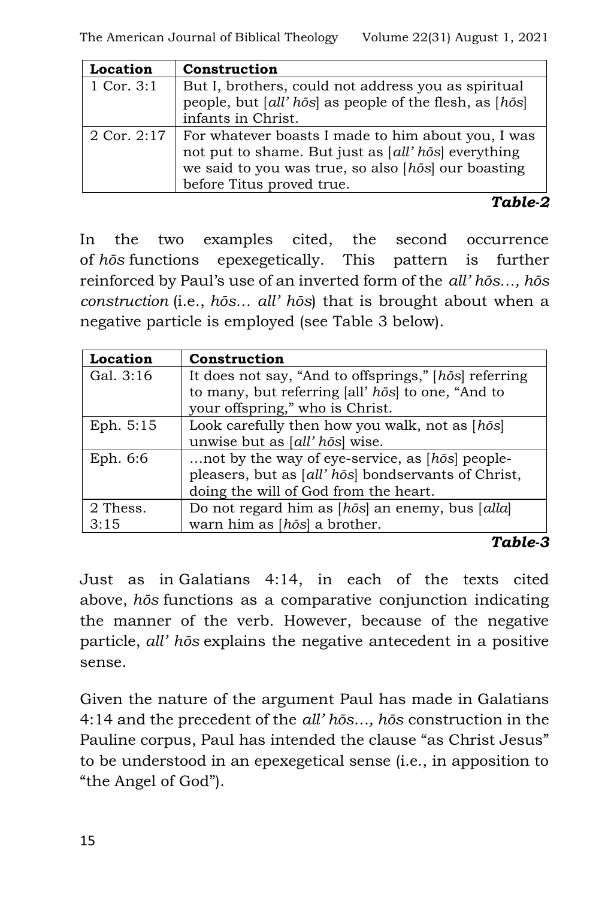| **Location** | **Construction** |
|---|---|
| 1 Cor. 3:1 | But I, brothers, could not address you as spiritual people, but [*all' hōs*] as people of the flesh, as [*hōs*] infants in Christ. |
| 2 Cor. 2:17 | For whatever boasts I made to him about you, I was not put to shame. But just as [*all' hōs*] everything we said to you was true, so also [*hōs*] our boasting before Titus proved true. |

***Table-2***

In the two examples cited, the second occurrence of *hōs* functions epexegetically. This pattern is further reinforced by Paul's use of an inverted form of the *all' hōs…, hōs construction* (i.e., *hōs… all' hōs*) that is brought about when a negative particle is employed (see Table 3 below).

| **Location** | **Construction** |
|---|---|
| Gal. 3:16 | It does not say, "And to offsprings," [*hōs*] referring to many, but referring [all' *hōs*] to one, "And to your offspring," who is Christ. |
| Eph. 5:15 | Look carefully then how you walk, not as [*hōs*] unwise but as [*all' hōs*] wise. |
| Eph. 6:6 | …not by the way of eye-service, as [*hōs*] people-pleasers, but as [*all' hōs*] bondservants of Christ, doing the will of God from the heart. |
| 2 Thess. 3:15 | Do not regard him as [*hōs*] an enemy, bus [*alla*] warn him as [*hōs*] a brother. |

***Table-3***

Just as in Galatians 4:14, in each of the texts cited above, *hōs* functions as a comparative conjunction indicating the manner of the verb. However, because of the negative particle, *all' hōs* explains the negative antecedent in a positive sense.

Given the nature of the argument Paul has made in Galatians 4:14 and the precedent of the *all' hōs…, hōs* construction in the Pauline corpus, Paul has intended the clause "as Christ Jesus" to be understood in an epexegetical sense (i.e., in apposition to "the Angel of God").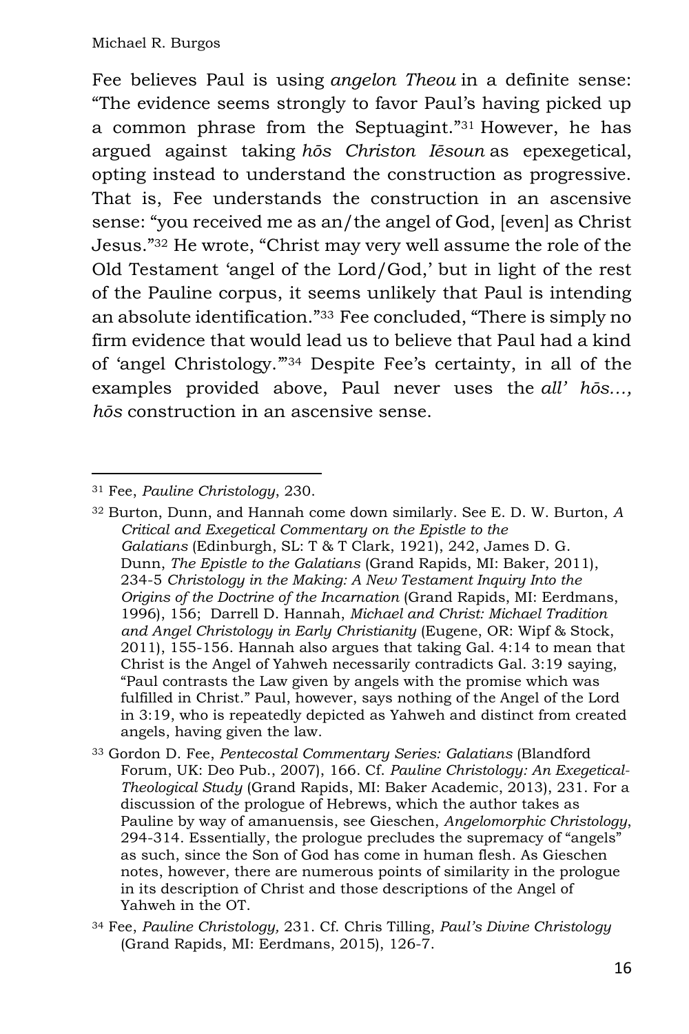Fee believes Paul is using *angelon Theou* in a definite sense: "The evidence seems strongly to favor Paul's having picked up a common phrase from the Septuagint."[31] However, he has argued against taking *hōs Christon Iēsoun* as epexegetical, opting instead to understand the construction as progressive. That is, Fee understands the construction in an ascensive sense: "you received me as an/the angel of God, [even] as Christ Jesus."[32] He wrote, "Christ may very well assume the role of the Old Testament 'angel of the Lord/God,' but in light of the rest of the Pauline corpus, it seems unlikely that Paul is intending an absolute identification."[33] Fee concluded, "There is simply no firm evidence that would lead us to believe that Paul had a kind of 'angel Christology.'"[34] Despite Fee's certainty, in all of the examples provided above, Paul never uses the *all' hōs…, hōs* construction in an ascensive sense.

---

[31] Fee, *Pauline Christology*, 230.

[32] Burton, Dunn, and Hannah come down similarly. See E. D. W. Burton, *A Critical and Exegetical Commentary on the Epistle to the Galatians* (Edinburgh, SL: T & T Clark, 1921), 242, James D. G. Dunn, *The Epistle to the Galatians* (Grand Rapids, MI: Baker, 2011), 234-5 *Christology in the Making: A New Testament Inquiry Into the Origins of the Doctrine of the Incarnation* (Grand Rapids, MI: Eerdmans, 1996), 156; Darrell D. Hannah, *Michael and Christ: Michael Tradition and Angel Christology in Early Christianity* (Eugene, OR: Wipf & Stock, 2011), 155-156. Hannah also argues that taking Gal. 4:14 to mean that Christ is the Angel of Yahweh necessarily contradicts Gal. 3:19 saying, "Paul contrasts the Law given by angels with the promise which was fulfilled in Christ." Paul, however, says nothing of the Angel of the Lord in 3:19, who is repeatedly depicted as Yahweh and distinct from created angels, having given the law.

[33] Gordon D. Fee, *Pentecostal Commentary Series: Galatians* (Blandford Forum, UK: Deo Pub., 2007), 166. Cf. *Pauline Christology: An Exegetical-Theological Study* (Grand Rapids, MI: Baker Academic, 2013), 231. For a discussion of the prologue of Hebrews, which the author takes as Pauline by way of amanuensis, see Gieschen, *Angelomorphic Christology*, 294-314. Essentially, the prologue precludes the supremacy of "angels" as such, since the Son of God has come in human flesh. As Gieschen notes, however, there are numerous points of similarity in the prologue in its description of Christ and those descriptions of the Angel of Yahweh in the OT.

[34] Fee, *Pauline Christology,* 231. Cf. Chris Tilling, *Paul's Divine Christology* (Grand Rapids, MI: Eerdmans, 2015), 126-7.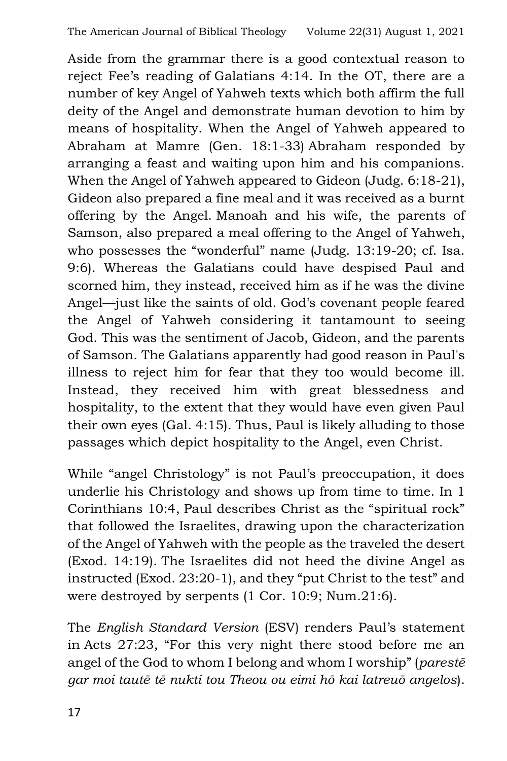Aside from the grammar there is a good contextual reason to reject Fee's reading of Galatians 4:14. In the OT, there are a number of key Angel of Yahweh texts which both affirm the full deity of the Angel and demonstrate human devotion to him by means of hospitality. When the Angel of Yahweh appeared to Abraham at Mamre (Gen. 18:1-33) Abraham responded by arranging a feast and waiting upon him and his companions. When the Angel of Yahweh appeared to Gideon (Judg. 6:18-21), Gideon also prepared a fine meal and it was received as a burnt offering by the Angel. Manoah and his wife, the parents of Samson, also prepared a meal offering to the Angel of Yahweh, who possesses the "wonderful" name (Judg. 13:19-20; cf. Isa. 9:6). Whereas the Galatians could have despised Paul and scorned him, they instead, received him as if he was the divine Angel—just like the saints of old. God's covenant people feared the Angel of Yahweh considering it tantamount to seeing God. This was the sentiment of Jacob, Gideon, and the parents of Samson. The Galatians apparently had good reason in Paul's illness to reject him for fear that they too would become ill. Instead, they received him with great blessedness and hospitality, to the extent that they would have even given Paul their own eyes (Gal. 4:15). Thus, Paul is likely alluding to those passages which depict hospitality to the Angel, even Christ.

While "angel Christology" is not Paul's preoccupation, it does underlie his Christology and shows up from time to time. In 1 Corinthians 10:4, Paul describes Christ as the "spiritual rock" that followed the Israelites, drawing upon the characterization of the Angel of Yahweh with the people as the traveled the desert (Exod. 14:19). The Israelites did not heed the divine Angel as instructed (Exod. 23:20-1), and they "put Christ to the test" and were destroyed by serpents (1 Cor. 10:9; Num.21:6).

The *English Standard Version* (ESV) renders Paul's statement in Acts 27:23, "For this very night there stood before me an angel of the God to whom I belong and whom I worship" (*parestē gar moi tautē tē nukti tou Theou ou eimi hō kai latreuō angelos*).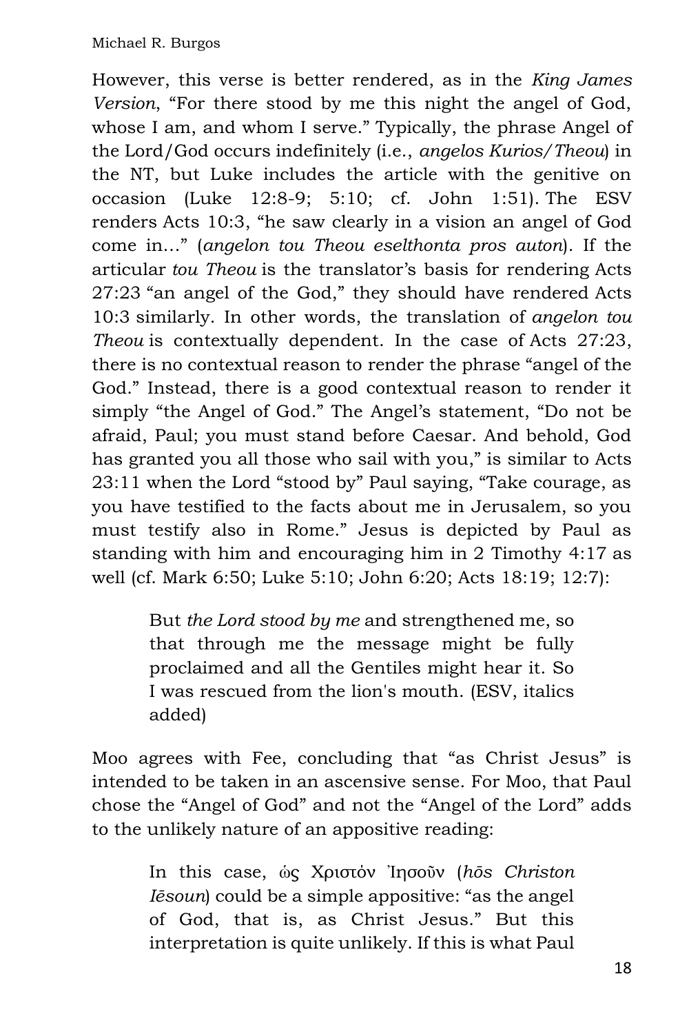However, this verse is better rendered, as in the *King James Version*, "For there stood by me this night the angel of God, whose I am, and whom I serve." Typically, the phrase Angel of the Lord/God occurs indefinitely (i.e., *angelos Kurios/Theou*) in the NT, but Luke includes the article with the genitive on occasion (Luke 12:8-9; 5:10; cf. John 1:51). The ESV renders Acts 10:3, "he saw clearly in a vision an angel of God come in…" (*angelon tou Theou eselthonta pros auton*). If the articular *tou Theou* is the translator's basis for rendering Acts 27:23 "an angel of the God," they should have rendered Acts 10:3 similarly. In other words, the translation of *angelon tou Theou* is contextually dependent. In the case of Acts 27:23, there is no contextual reason to render the phrase "angel of the God." Instead, there is a good contextual reason to render it simply "the Angel of God." The Angel's statement, "Do not be afraid, Paul; you must stand before Caesar. And behold, God has granted you all those who sail with you," is similar to Acts 23:11 when the Lord "stood by" Paul saying, "Take courage, as you have testified to the facts about me in Jerusalem, so you must testify also in Rome." Jesus is depicted by Paul as standing with him and encouraging him in 2 Timothy 4:17 as well (cf. Mark 6:50; Luke 5:10; John 6:20; Acts 18:19; 12:7):

> But *the Lord stood by me* and strengthened me, so that through me the message might be fully proclaimed and all the Gentiles might hear it. So I was rescued from the lion's mouth. (ESV, italics added)

Moo agrees with Fee, concluding that "as Christ Jesus" is intended to be taken in an ascensive sense. For Moo, that Paul chose the "Angel of God" and not the "Angel of the Lord" adds to the unlikely nature of an appositive reading:

> In this case, ὡς Χριστὸν Ἰησοῦν (*hōs Christon Iēsoun*) could be a simple appositive: "as the angel of God, that is, as Christ Jesus." But this interpretation is quite unlikely. If this is what Paul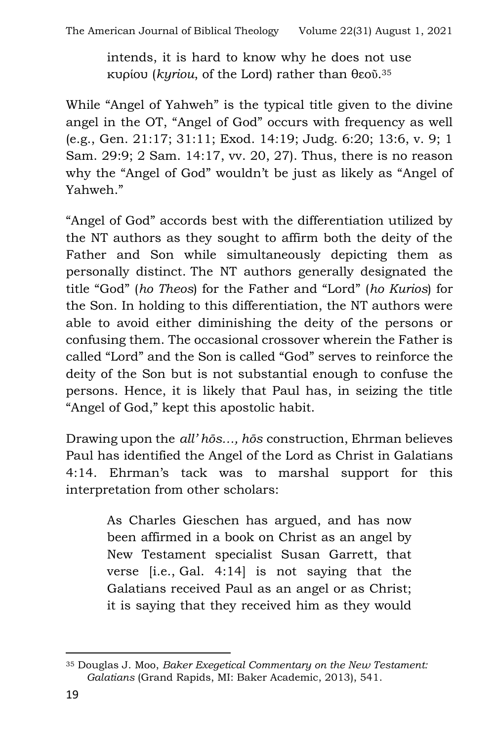> intends, it is hard to know why he does not use κυρίου (*kyriou*, of the Lord) rather than θεοῦ.[35]

While "Angel of Yahweh" is the typical title given to the divine angel in the OT, "Angel of God" occurs with frequency as well (e.g., Gen. 21:17; 31:11; Exod. 14:19; Judg. 6:20; 13:6, v. 9; 1 Sam. 29:9; 2 Sam. 14:17, vv. 20, 27). Thus, there is no reason why the "Angel of God" wouldn't be just as likely as "Angel of Yahweh."

"Angel of God" accords best with the differentiation utilized by the NT authors as they sought to affirm both the deity of the Father and Son while simultaneously depicting them as personally distinct. The NT authors generally designated the title "God" (*ho Theos*) for the Father and "Lord" (*ho Kurios*) for the Son. In holding to this differentiation, the NT authors were able to avoid either diminishing the deity of the persons or confusing them. The occasional crossover wherein the Father is called "Lord" and the Son is called "God" serves to reinforce the deity of the Son but is not substantial enough to confuse the persons. Hence, it is likely that Paul has, in seizing the title "Angel of God," kept this apostolic habit.

Drawing upon the *all' hōs…, hōs* construction, Ehrman believes Paul has identified the Angel of the Lord as Christ in Galatians 4:14. Ehrman's tack was to marshal support for this interpretation from other scholars:

> As Charles Gieschen has argued, and has now been affirmed in a book on Christ as an angel by New Testament specialist Susan Garrett, that verse [i.e., Gal. 4:14] is not saying that the Galatians received Paul as an angel or as Christ; it is saying that they received him as they would

[35] Douglas J. Moo, *Baker Exegetical Commentary on the New Testament: Galatians* (Grand Rapids, MI: Baker Academic, 2013), 541.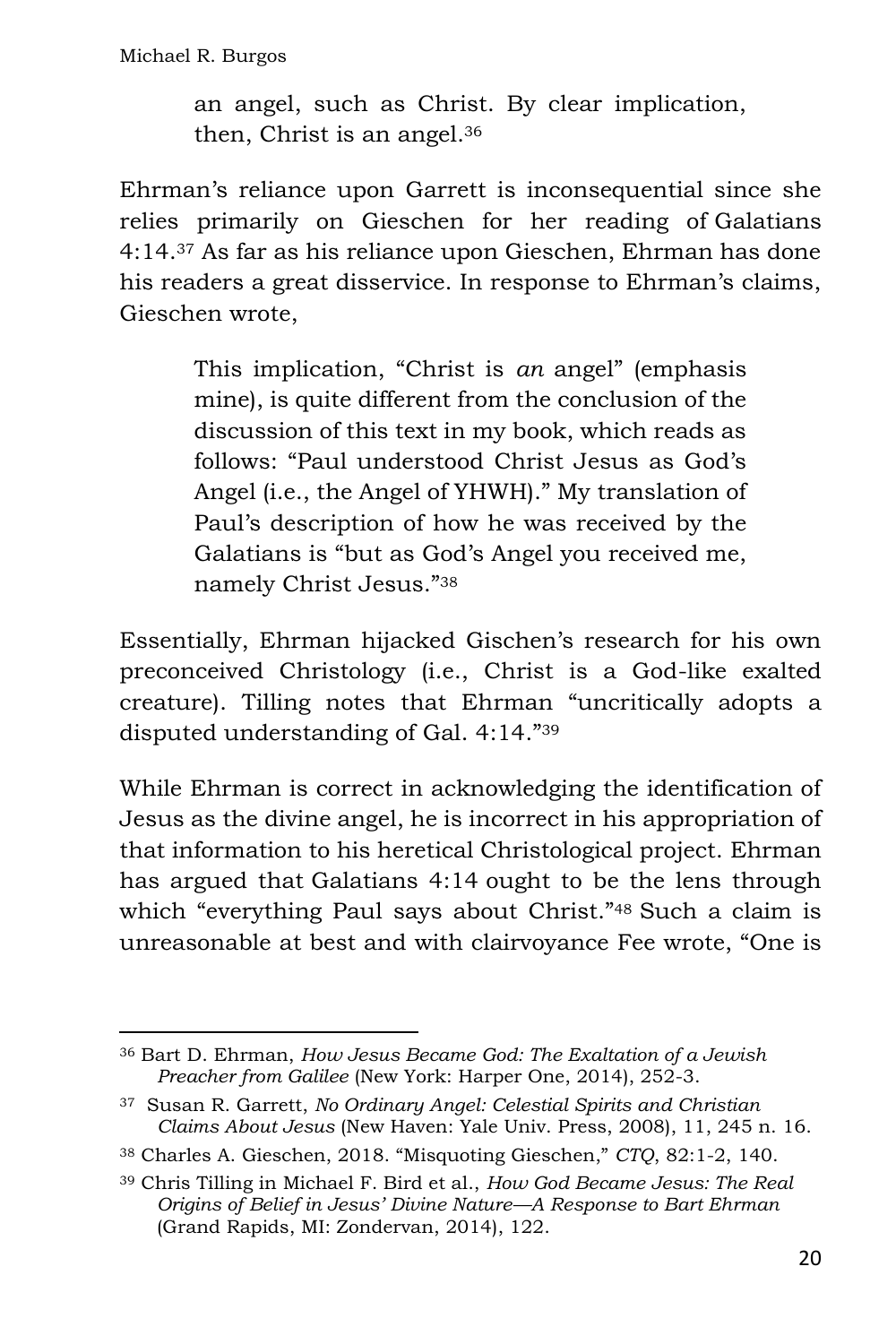> an angel, such as Christ. By clear implication, then, Christ is an angel.[36]

Ehrman's reliance upon Garrett is inconsequential since she relies primarily on Gieschen for her reading of Galatians 4:14.[37] As far as his reliance upon Gieschen, Ehrman has done his readers a great disservice. In response to Ehrman's claims, Gieschen wrote,

> This implication, "Christ is *an* angel" (emphasis mine), is quite different from the conclusion of the discussion of this text in my book, which reads as follows: "Paul understood Christ Jesus as God's Angel (i.e., the Angel of YHWH)." My translation of Paul's description of how he was received by the Galatians is "but as God's Angel you received me, namely Christ Jesus."[38]

Essentially, Ehrman hijacked Gischen's research for his own preconceived Christology (i.e., Christ is a God-like exalted creature). Tilling notes that Ehrman "uncritically adopts a disputed understanding of Gal. 4:14."[39]

While Ehrman is correct in acknowledging the identification of Jesus as the divine angel, he is incorrect in his appropriation of that information to his heretical Christological project. Ehrman has argued that Galatians 4:14 ought to be the lens through which "everything Paul says about Christ."[48] Such a claim is unreasonable at best and with clairvoyance Fee wrote, "One is

---

[36] Bart D. Ehrman, *How Jesus Became God: The Exaltation of a Jewish Preacher from Galilee* (New York: Harper One, 2014), 252-3.

[37] Susan R. Garrett, *No Ordinary Angel: Celestial Spirits and Christian Claims About Jesus* (New Haven: Yale Univ. Press, 2008), 11, 245 n. 16.

[38] Charles A. Gieschen, 2018. "Misquoting Gieschen," *CTQ*, 82:1-2, 140.

[39] Chris Tilling in Michael F. Bird et al., *How God Became Jesus: The Real Origins of Belief in Jesus' Divine Nature—A Response to Bart Ehrman* (Grand Rapids, MI: Zondervan, 2014), 122.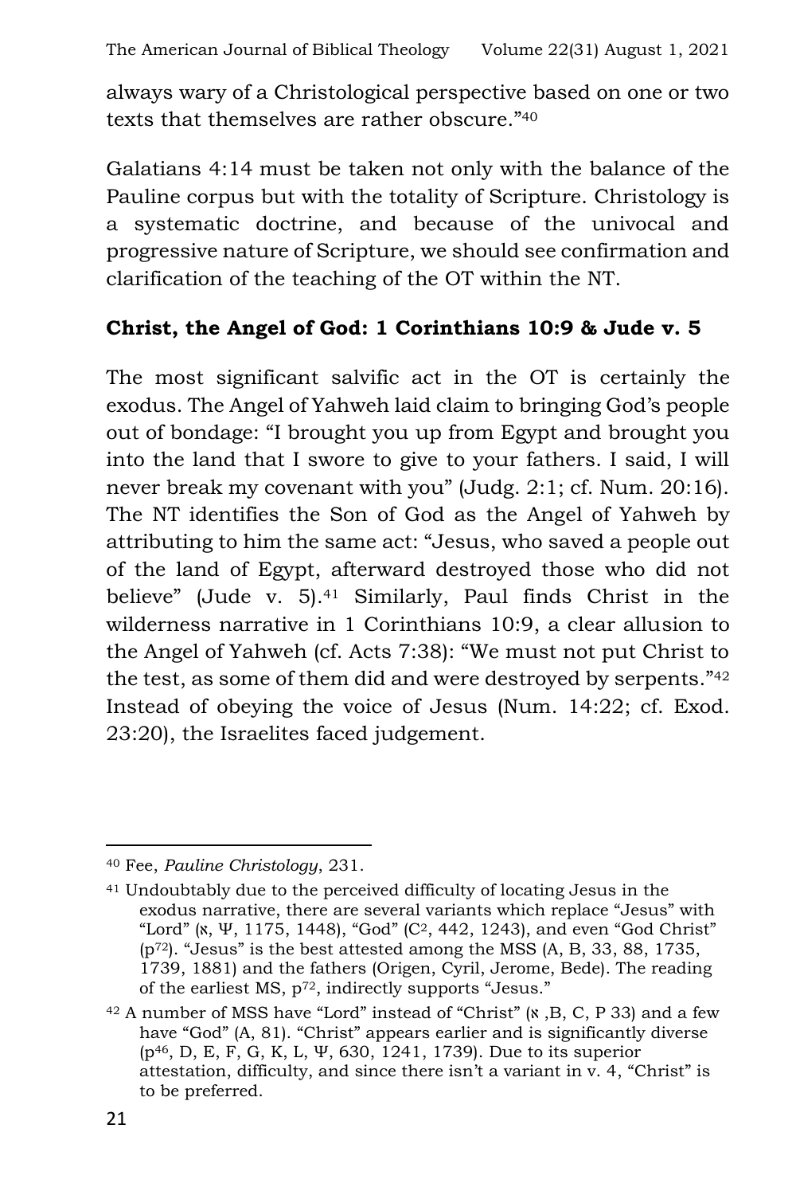always wary of a Christological perspective based on one or two texts that themselves are rather obscure."[40]

Galatians 4:14 must be taken not only with the balance of the Pauline corpus but with the totality of Scripture. Christology is a systematic doctrine, and because of the univocal and progressive nature of Scripture, we should see confirmation and clarification of the teaching of the OT within the NT.

**Christ, the Angel of God: 1 Corinthians 10:9 & Jude v. 5**

The most significant salvific act in the OT is certainly the exodus. The Angel of Yahweh laid claim to bringing God's people out of bondage: "I brought you up from Egypt and brought you into the land that I swore to give to your fathers. I said, I will never break my covenant with you" (Judg. 2:1; cf. Num. 20:16). The NT identifies the Son of God as the Angel of Yahweh by attributing to him the same act: "Jesus, who saved a people out of the land of Egypt, afterward destroyed those who did not believe" (Jude v. 5).[41] Similarly, Paul finds Christ in the wilderness narrative in 1 Corinthians 10:9, a clear allusion to the Angel of Yahweh (cf. Acts 7:38): "We must not put Christ to the test, as some of them did and were destroyed by serpents."[42] Instead of obeying the voice of Jesus (Num. 14:22; cf. Exod. 23:20), the Israelites faced judgement.

---

[40] Fee, *Pauline Christology*, 231.

[41] Undoubtably due to the perceived difficulty of locating Jesus in the exodus narrative, there are several variants which replace "Jesus" with "Lord" (א, Ψ, 1175, 1448), "God" (C[2], 442, 1243), and even "God Christ" (p[72]). "Jesus" is the best attested among the MSS (A, B, 33, 88, 1735, 1739, 1881) and the fathers (Origen, Cyril, Jerome, Bede). The reading of the earliest MS, p[72], indirectly supports "Jesus."

[42] A number of MSS have "Lord" instead of "Christ" (א ,B, C, P 33) and a few have "God" (A, 81). "Christ" appears earlier and is significantly diverse (p[46], D, E, F, G, K, L, Ψ, 630, 1241, 1739). Due to its superior attestation, difficulty, and since there isn't a variant in v. 4, "Christ" is to be preferred.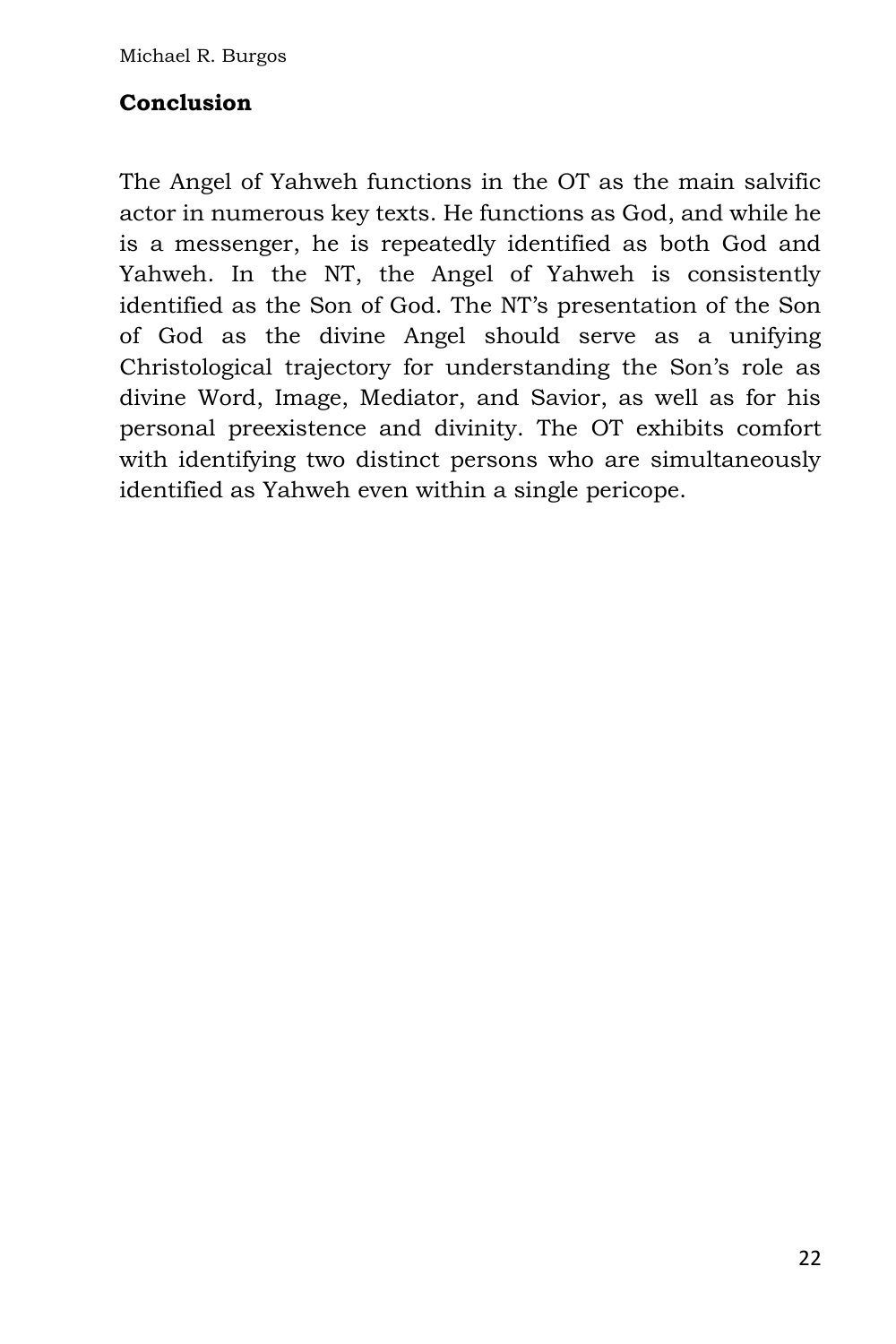## Conclusion

The Angel of Yahweh functions in the OT as the main salvific actor in numerous key texts. He functions as God, and while he is a messenger, he is repeatedly identified as both God and Yahweh. In the NT, the Angel of Yahweh is consistently identified as the Son of God. The NT's presentation of the Son of God as the divine Angel should serve as a unifying Christological trajectory for understanding the Son's role as divine Word, Image, Mediator, and Savior, as well as for his personal preexistence and divinity. The OT exhibits comfort with identifying two distinct persons who are simultaneously identified as Yahweh even within a single pericope.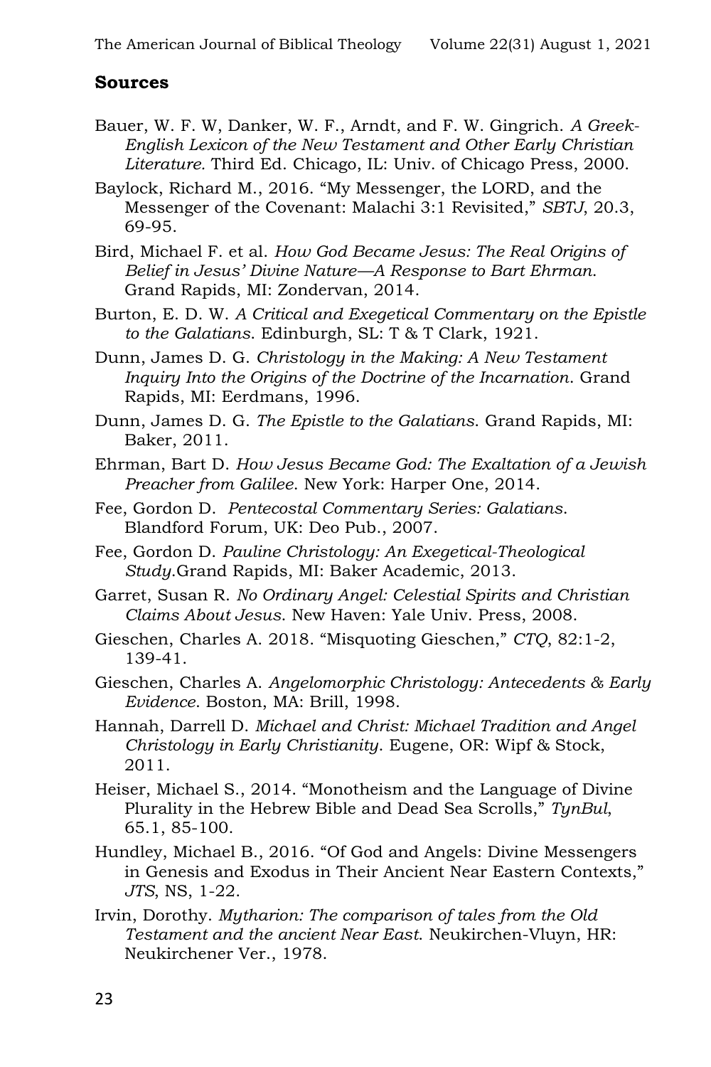## Sources

Bauer, W. F. W, Danker, W. F., Arndt, and F. W. Gingrich. *A Greek-English Lexicon of the New Testament and Other Early Christian Literature.* Third Ed. Chicago, IL: Univ. of Chicago Press, 2000.

Baylock, Richard M., 2016. "My Messenger, the LORD, and the Messenger of the Covenant: Malachi 3:1 Revisited," *SBTJ*, 20.3, 69-95.

Bird, Michael F. et al. *How God Became Jesus: The Real Origins of Belief in Jesus' Divine Nature—A Response to Bart Ehrman.* Grand Rapids, MI: Zondervan, 2014.

Burton, E. D. W. *A Critical and Exegetical Commentary on the Epistle to the Galatians*. Edinburgh, SL: T & T Clark, 1921.

Dunn, James D. G. *Christology in the Making: A New Testament Inquiry Into the Origins of the Doctrine of the Incarnation*. Grand Rapids, MI: Eerdmans, 1996.

Dunn, James D. G. *The Epistle to the Galatians*. Grand Rapids, MI: Baker, 2011.

Ehrman, Bart D. *How Jesus Became God: The Exaltation of a Jewish Preacher from Galilee*. New York: Harper One, 2014.

Fee, Gordon D. *Pentecostal Commentary Series: Galatians*. Blandford Forum, UK: Deo Pub., 2007.

Fee, Gordon D. *Pauline Christology: An Exegetical-Theological Study*.Grand Rapids, MI: Baker Academic, 2013.

Garret, Susan R. *No Ordinary Angel: Celestial Spirits and Christian Claims About Jesus*. New Haven: Yale Univ. Press, 2008.

Gieschen, Charles A. 2018. "Misquoting Gieschen," *CTQ*, 82:1-2, 139-41.

Gieschen, Charles A. *Angelomorphic Christology: Antecedents & Early Evidence*. Boston, MA: Brill, 1998.

Hannah, Darrell D. *Michael and Christ: Michael Tradition and Angel Christology in Early Christianity*. Eugene, OR: Wipf & Stock, 2011.

Heiser, Michael S., 2014. "Monotheism and the Language of Divine Plurality in the Hebrew Bible and Dead Sea Scrolls," *TynBul*, 65.1, 85-100.

Hundley, Michael B., 2016. "Of God and Angels: Divine Messengers in Genesis and Exodus in Their Ancient Near Eastern Contexts," *JTS*, NS, 1-22.

Irvin, Dorothy. *Mytharion: The comparison of tales from the Old Testament and the ancient Near East*. Neukirchen-Vluyn, HR: Neukirchener Ver., 1978.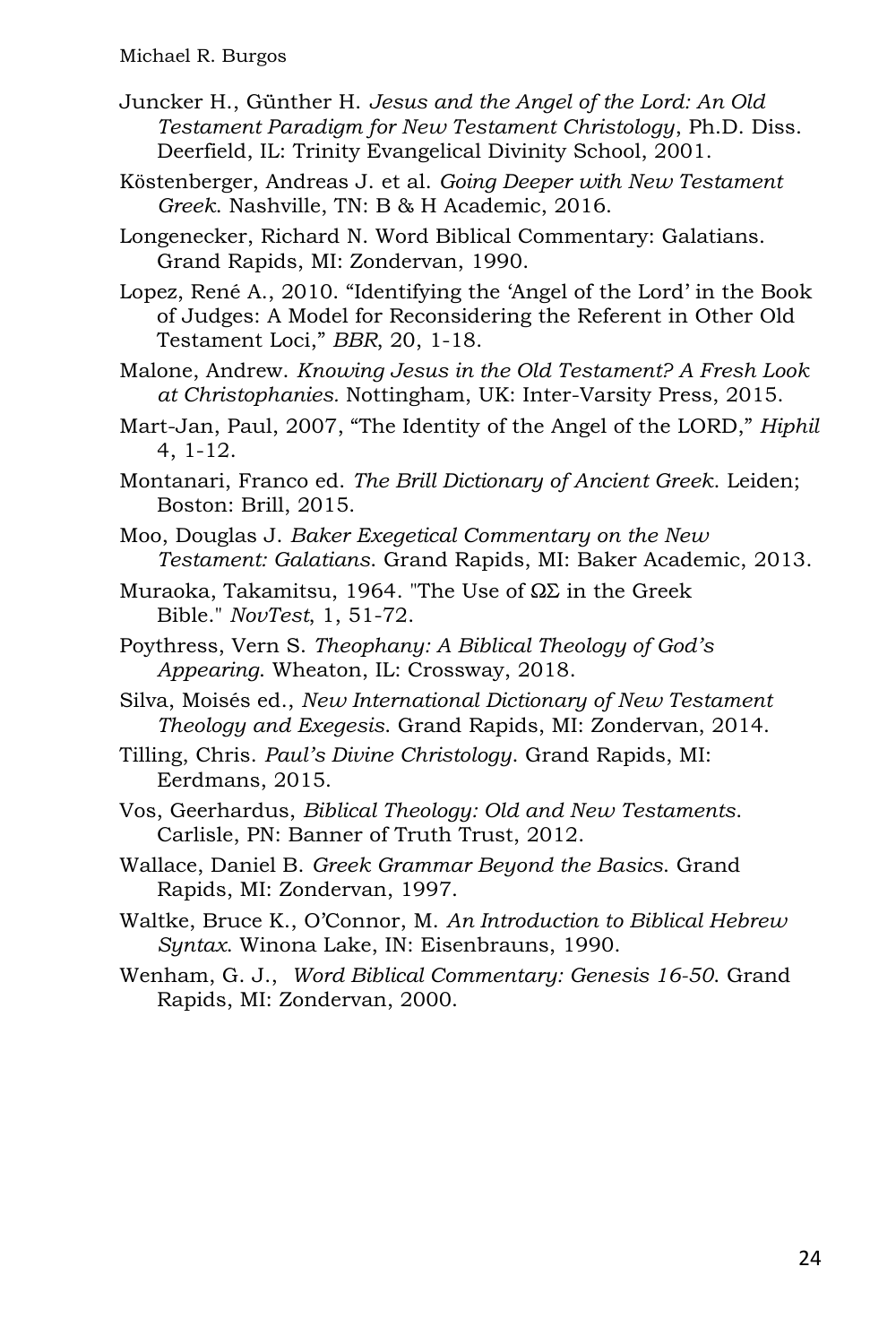Juncker H., Günther H. *Jesus and the Angel of the Lord: An Old Testament Paradigm for New Testament Christology*, Ph.D. Diss. Deerfield, IL: Trinity Evangelical Divinity School, 2001.

Köstenberger, Andreas J. et al. *Going Deeper with New Testament Greek*. Nashville, TN: B & H Academic, 2016.

Longenecker, Richard N. Word Biblical Commentary: Galatians. Grand Rapids, MI: Zondervan, 1990.

Lopez, René A., 2010. "Identifying the 'Angel of the Lord' in the Book of Judges: A Model for Reconsidering the Referent in Other Old Testament Loci," *BBR*, 20, 1-18.

Malone, Andrew. *Knowing Jesus in the Old Testament? A Fresh Look at Christophanies*. Nottingham, UK: Inter-Varsity Press, 2015.

Mart-Jan, Paul, 2007, "The Identity of the Angel of the LORD," *Hiphil* 4, 1-12.

Montanari, Franco ed. *The Brill Dictionary of Ancient Greek*. Leiden; Boston: Brill, 2015.

Moo, Douglas J. *Baker Exegetical Commentary on the New Testament: Galatians*. Grand Rapids, MI: Baker Academic, 2013.

Muraoka, Takamitsu, 1964. "The Use of ΩΣ in the Greek Bible." *NovTest*, 1, 51-72.

Poythress, Vern S. *Theophany: A Biblical Theology of God's Appearing*. Wheaton, IL: Crossway, 2018.

Silva, Moisés ed., *New International Dictionary of New Testament Theology and Exegesis*. Grand Rapids, MI: Zondervan, 2014.

Tilling, Chris. *Paul's Divine Christology*. Grand Rapids, MI: Eerdmans, 2015.

Vos, Geerhardus, *Biblical Theology: Old and New Testaments*. Carlisle, PN: Banner of Truth Trust, 2012.

Wallace, Daniel B. *Greek Grammar Beyond the Basics*. Grand Rapids, MI: Zondervan, 1997.

Waltke, Bruce K., O'Connor, M. *An Introduction to Biblical Hebrew Syntax*. Winona Lake, IN: Eisenbrauns, 1990.

Wenham, G. J., *Word Biblical Commentary: Genesis 16-50*. Grand Rapids, MI: Zondervan, 2000.